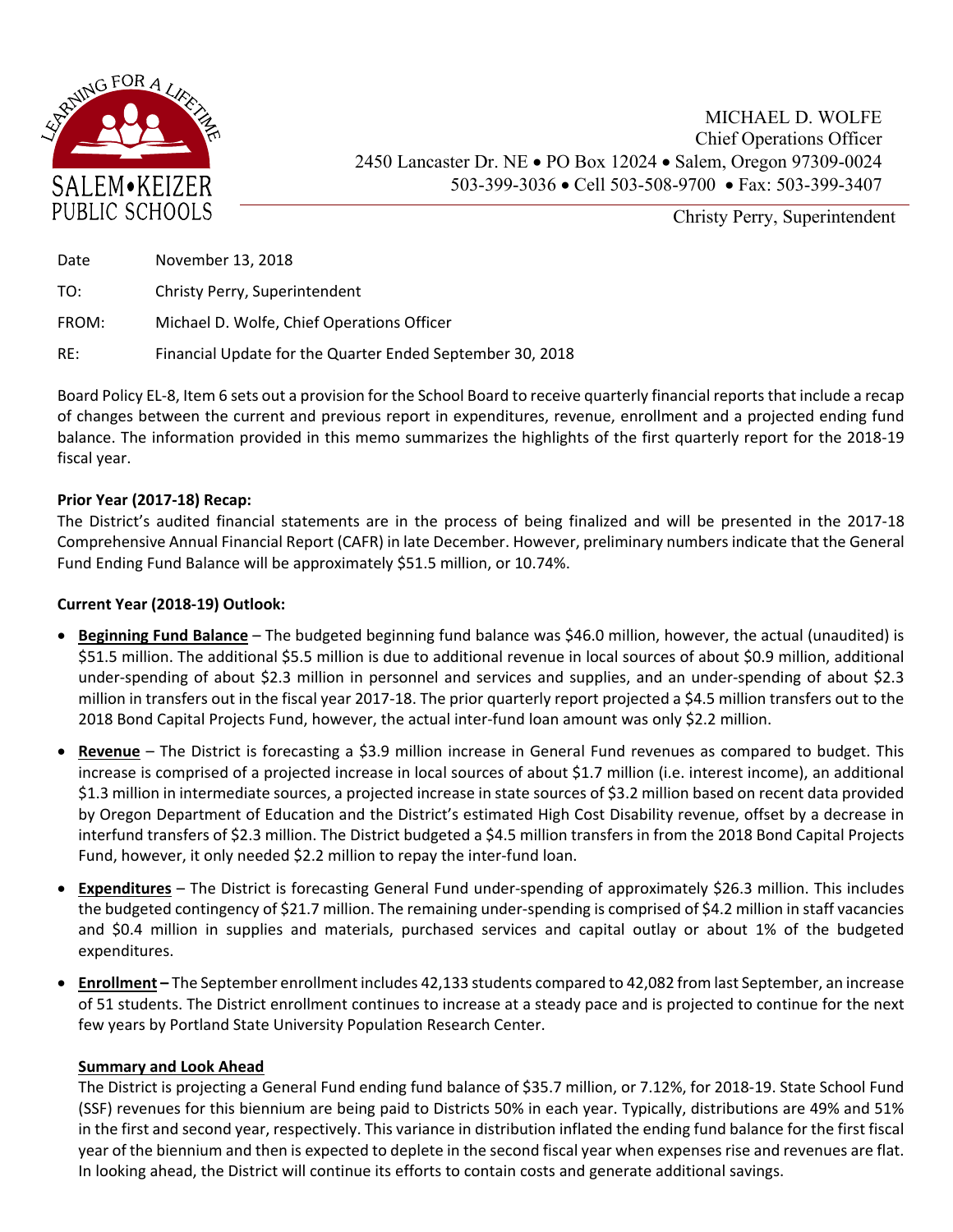SALEM•KEIZER PUBLIC SCHOOLS

LEARNING FOR A LIFETIME

MICHAEL D. WOLFE
Chief Operations Officer
2450 Lancaster Dr. NE • PO Box 12024 • Salem, Oregon 97309-0024
503-399-3036 • Cell 503-508-9700 • Fax: 503-399-3407

Christy Perry, Superintendent

Date November 13, 2018

TO: Christy Perry, Superintendent

FROM: Michael D. Wolfe, Chief Operations Officer

RE: Financial Update for the Quarter Ended September 30, 2018

Board Policy EL-8, Item 6 sets out a provision for the School Board to receive quarterly financial reports that include a recap of changes between the current and previous report in expenditures, revenue, enrollment and a projected ending fund balance. The information provided in this memo summarizes the highlights of the first quarterly report for the 2018-19 fiscal year.

**Prior Year (2017-18) Recap:**

The District's audited financial statements are in the process of being finalized and will be presented in the 2017-18 Comprehensive Annual Financial Report (CAFR) in late December. However, preliminary numbers indicate that the General Fund Ending Fund Balance will be approximately $51.5 million, or 10.74%.

**Current Year (2018-19) Outlook:**

- **Beginning Fund Balance** – The budgeted beginning fund balance was $46.0 million, however, the actual (unaudited) is $51.5 million. The additional $5.5 million is due to additional revenue in local sources of about $0.9 million, additional under-spending of about $2.3 million in personnel and services and supplies, and an under-spending of about $2.3 million in transfers out in the fiscal year 2017-18. The prior quarterly report projected a $4.5 million transfers out to the 2018 Bond Capital Projects Fund, however, the actual inter-fund loan amount was only $2.2 million.
- **Revenue** – The District is forecasting a $3.9 million increase in General Fund revenues as compared to budget. This increase is comprised of a projected increase in local sources of about $1.7 million (i.e. interest income), an additional $1.3 million in intermediate sources, a projected increase in state sources of $3.2 million based on recent data provided by Oregon Department of Education and the District's estimated High Cost Disability revenue, offset by a decrease in interfund transfers of $2.3 million. The District budgeted a $4.5 million transfers in from the 2018 Bond Capital Projects Fund, however, it only needed $2.2 million to repay the inter-fund loan.
- **Expenditures** – The District is forecasting General Fund under-spending of approximately $26.3 million. This includes the budgeted contingency of $21.7 million. The remaining under-spending is comprised of $4.2 million in staff vacancies and $0.4 million in supplies and materials, purchased services and capital outlay or about 1% of the budgeted expenditures.
- **Enrollment** – The September enrollment includes 42,133 students compared to 42,082 from last September, an increase of 51 students. The District enrollment continues to increase at a steady pace and is projected to continue for the next few years by Portland State University Population Research Center.

**Summary and Look Ahead**

The District is projecting a General Fund ending fund balance of $35.7 million, or 7.12%, for 2018-19. State School Fund (SSF) revenues for this biennium are being paid to Districts 50% in each year. Typically, distributions are 49% and 51% in the first and second year, respectively. This variance in distribution inflated the ending fund balance for the first fiscal year of the biennium and then is expected to deplete in the second fiscal year when expenses rise and revenues are flat. In looking ahead, the District will continue its efforts to contain costs and generate additional savings.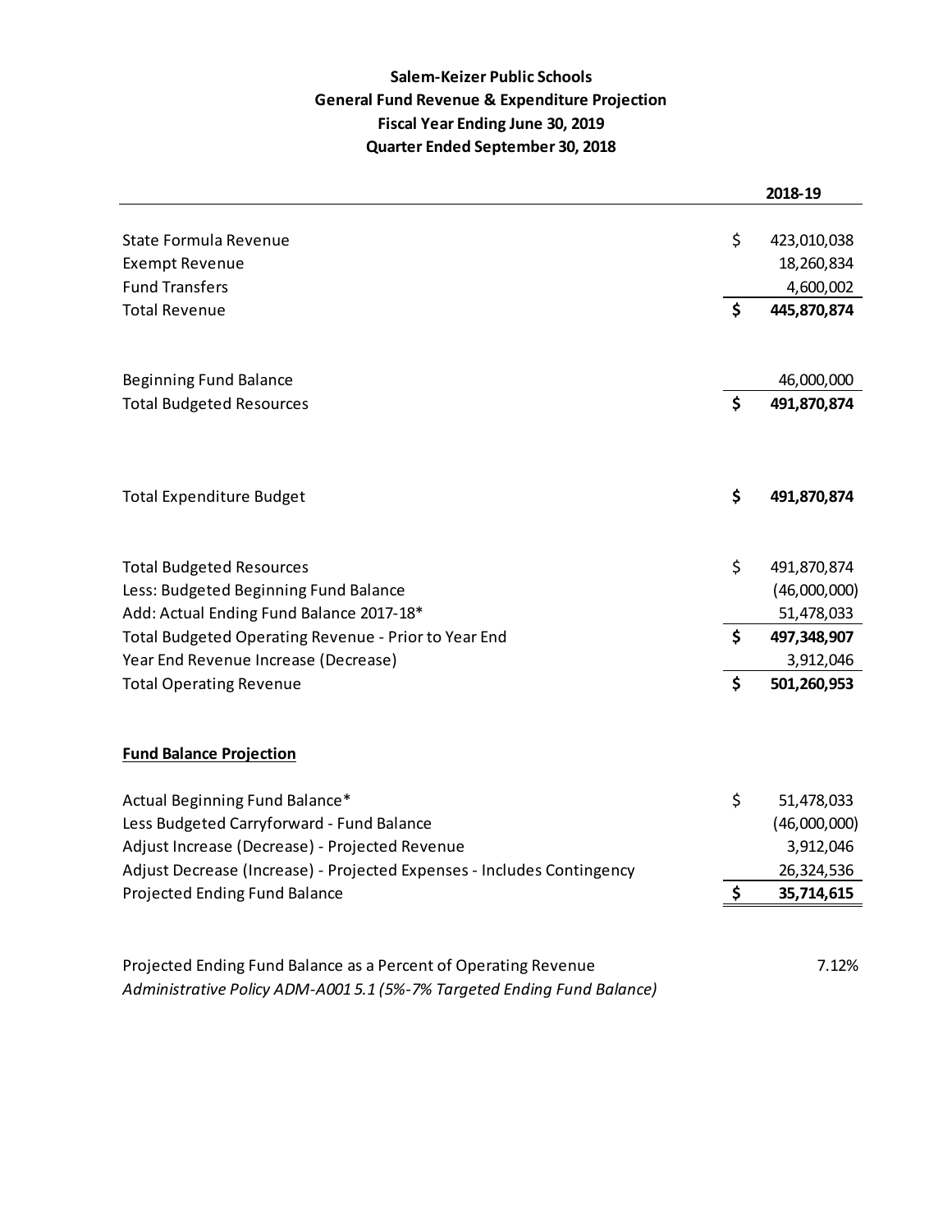**Salem-Keizer Public Schools**
**General Fund Revenue & Expenditure Projection**
**Fiscal Year Ending June 30, 2019**
**Quarter Ended September 30, 2018**

| | | 2018-19 |
|---|---|---|
| State Formula Revenue | $ | 423,010,038 |
| Exempt Revenue | | 18,260,834 |
| Fund Transfers | | 4,600,002 |
| **Total Revenue** | **$** | **445,870,874** |
| | | |
| Beginning Fund Balance | | 46,000,000 |
| **Total Budgeted Resources** | **$** | **491,870,874** |
| | | |
| Total Expenditure Budget | **$** | **491,870,874** |
| | | |
| Total Budgeted Resources | $ | 491,870,874 |
| Less: Budgeted Beginning Fund Balance | | (46,000,000) |
| Add: Actual Ending Fund Balance 2017-18* | | 51,478,033 |
| Total Budgeted Operating Revenue - Prior to Year End | **$** | **497,348,907** |
| Year End Revenue Increase (Decrease) | | 3,912,046 |
| Total Operating Revenue | **$** | **501,260,953** |

**Fund Balance Projection**

| | | |
|---|---|---|
| Actual Beginning Fund Balance* | $ | 51,478,033 |
| Less Budgeted Carryforward - Fund Balance | | (46,000,000) |
| Adjust Increase (Decrease) - Projected Revenue | | 3,912,046 |
| Adjust Decrease (Increase) - Projected Expenses - Includes Contingency | | 26,324,536 |
| Projected Ending Fund Balance | **$** | **35,714,615** |

Projected Ending Fund Balance as a Percent of Operating Revenue 7.12%

*Administrative Policy ADM-A001 5.1 (5%-7% Targeted Ending Fund Balance)*